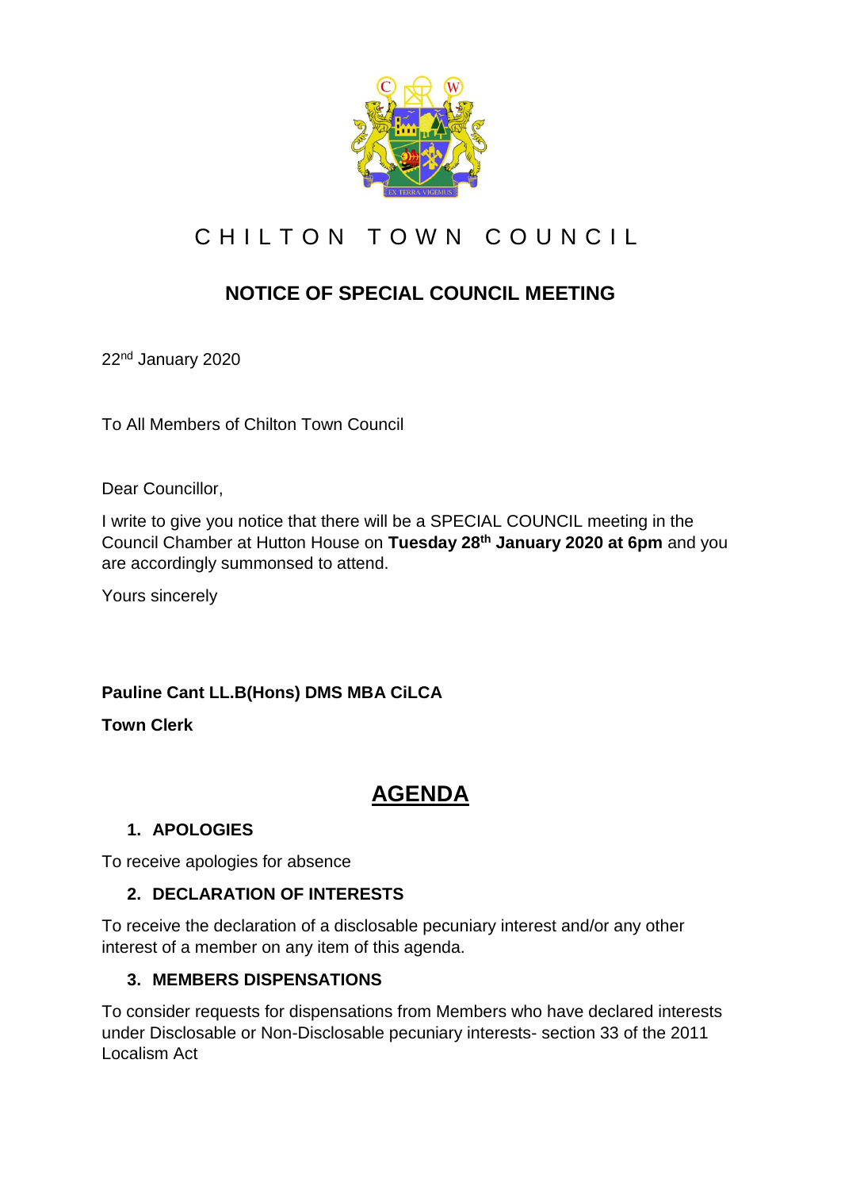# CHILTON TOWN COUNCIL

## NOTICE OF SPECIAL COUNCIL MEETING

22nd January 2020

To All Members of Chilton Town Council

Dear Councillor,

I write to give you notice that there will be a SPECIAL COUNCIL meeting in the Council Chamber at Hutton House on **Tuesday 28th January 2020 at 6pm** and you are accordingly summonsed to attend.

Yours sincerely

**Pauline Cant LL.B(Hons) DMS MBA CiLCA**

**Town Clerk**

## AGENDA

### 1. APOLOGIES

To receive apologies for absence

### 2. DECLARATION OF INTERESTS

To receive the declaration of a disclosable pecuniary interest and/or any other interest of a member on any item of this agenda.

### 3. MEMBERS DISPENSATIONS

To consider requests for dispensations from Members who have declared interests under Disclosable or Non-Disclosable pecuniary interests- section 33 of the 2011 Localism Act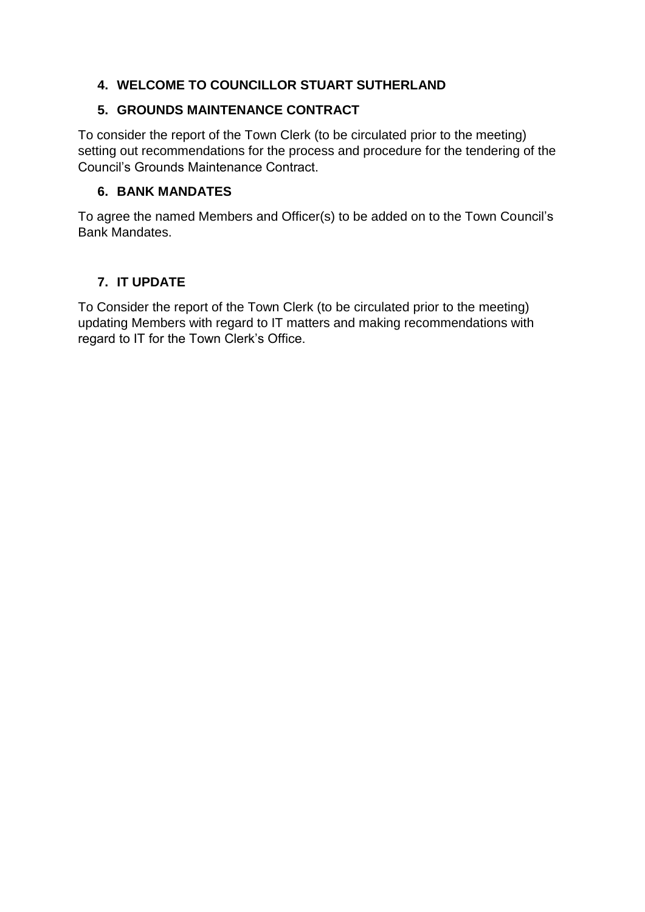### 4. WELCOME TO COUNCILLOR STUART SUTHERLAND

### 5. GROUNDS MAINTENANCE CONTRACT

To consider the report of the Town Clerk (to be circulated prior to the meeting) setting out recommendations for the process and procedure for the tendering of the Council's Grounds Maintenance Contract.

### 6. BANK MANDATES

To agree the named Members and Officer(s) to be added on to the Town Council's Bank Mandates.

### 7. IT UPDATE

To Consider the report of the Town Clerk (to be circulated prior to the meeting) updating Members with regard to IT matters and making recommendations with regard to IT for the Town Clerk's Office.